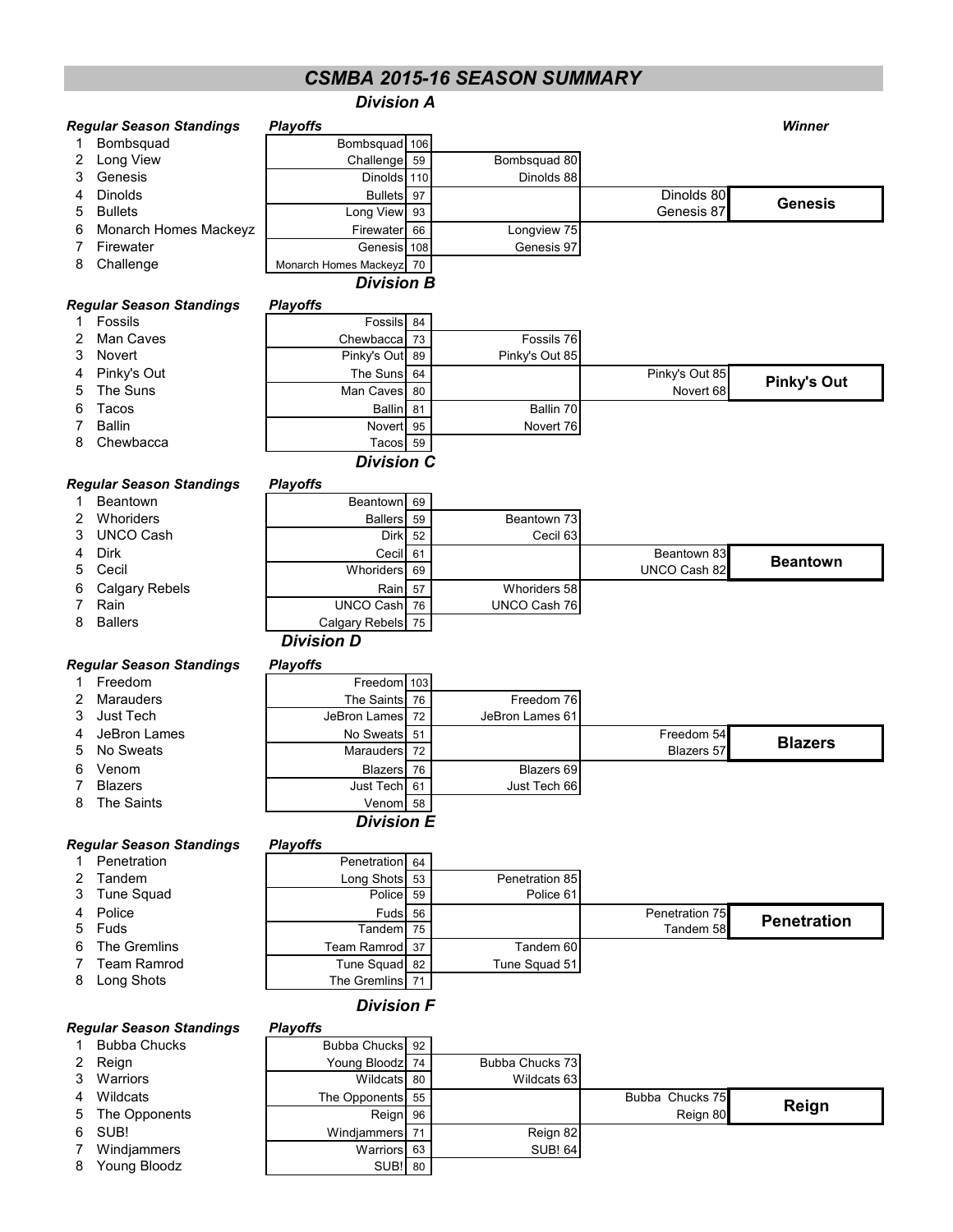# CSMBA 2015-16 SEASON SUMMARY

## Division A

***Regular Season Standings***

1. Bombsquad
2. Long View
3. Genesis
4. Dinolds
5. Bullets
6. Monarch Homes Mackeyz
7. Firewater
8. Challenge

***Playoffs***

| First Round | Second Round | Final | Winner |
|---|---|---|---|
| Bombsquad 106 | Bombsquad 80 | Dinolds 80 | **Genesis** |
| Challenge 59 | Dinolds 88 | Genesis 87 | |
| Dinolds 110 | Longview 75 | | |
| Bullets 97 | Genesis 97 | | |
| Long View 93 | | | |
| Firewater 66 | | | |
| Genesis 108 | | | |
| Monarch Homes Mackeyz 70 | | | |

## Division B

***Regular Season Standings***

1. Fossils
2. Man Caves
3. Novert
4. Pinky's Out
5. The Suns
6. Tacos
7. Ballin
8. Chewbacca

***Playoffs***

| First Round | Second Round | Final | Winner |
|---|---|---|---|
| Fossils 84 | Fossils 76 | Pinky's Out 85 | **Pinky's Out** |
| Chewbacca 73 | Pinky's Out 85 | Novert 68 | |
| Pinky's Out 89 | Ballin 70 | | |
| The Suns 64 | Novert 76 | | |
| Man Caves 80 | | | |
| Ballin 81 | | | |
| Novert 95 | | | |
| Tacos 59 | | | |

## Division C

***Regular Season Standings***

1. Beantown
2. Whoriders
3. UNCO Cash
4. Dirk
5. Cecil
6. Calgary Rebels
7. Rain
8. Ballers

***Playoffs***

| First Round | Second Round | Final | Winner |
|---|---|---|---|
| Beantown 69 | Beantown 73 | Beantown 83 | **Beantown** |
| Ballers 59 | Cecil 63 | UNCO Cash 82 | |
| Dirk 52 | Whoriders 58 | | |
| Cecil 61 | UNCO Cash 76 | | |
| Whoriders 69 | | | |
| Rain 57 | | | |
| UNCO Cash 76 | | | |
| Calgary Rebels 75 | | | |

## Division D

***Regular Season Standings***

1. Freedom
2. Marauders
3. Just Tech
4. JeBron Lames
5. No Sweats
6. Venom
7. Blazers
8. The Saints

***Playoffs***

| First Round | Second Round | Final | Winner |
|---|---|---|---|
| Freedom 103 | Freedom 76 | Freedom 54 | **Blazers** |
| The Saints 76 | JeBron Lames 61 | Blazers 57 | |
| JeBron Lames 72 | Blazers 69 | | |
| No Sweats 51 | Just Tech 66 | | |
| Marauders 72 | | | |
| Blazers 76 | | | |
| Just Tech 61 | | | |
| Venom 58 | | | |

## Division E

***Regular Season Standings***

1. Penetration
2. Tandem
3. Tune Squad
4. Police
5. Fuds
6. The Gremlins
7. Team Ramrod
8. Long Shots

***Playoffs***

| First Round | Second Round | Final | Winner |
|---|---|---|---|
| Penetration 64 | Penetration 85 | Penetration 75 | **Penetration** |
| Long Shots 53 | Police 61 | Tandem 58 | |
| Police 59 | Tandem 60 | | |
| Fuds 56 | Tune Squad 51 | | |
| Tandem 75 | | | |
| Team Ramrod 37 | | | |
| Tune Squad 82 | | | |
| The Gremlins 71 | | | |

## Division F

***Regular Season Standings***

1. Bubba Chucks
2. Reign
3. Warriors
4. Wildcats
5. The Opponents
6. SUB!
7. Windjammers
8. Young Bloodz

***Playoffs***

| First Round | Second Round | Final | Winner |
|---|---|---|---|
| Bubba Chucks 92 | Bubba Chucks 73 | Bubba Chucks 75 | **Reign** |
| Young Bloodz 74 | Wildcats 63 | Reign 80 | |
| Wildcats 80 | Reign 82 | | |
| The Opponents 55 | SUB! 64 | | |
| Reign 96 | | | |
| Windjammers 71 | | | |
| Warriors 63 | | | |
| SUB! 80 | | | |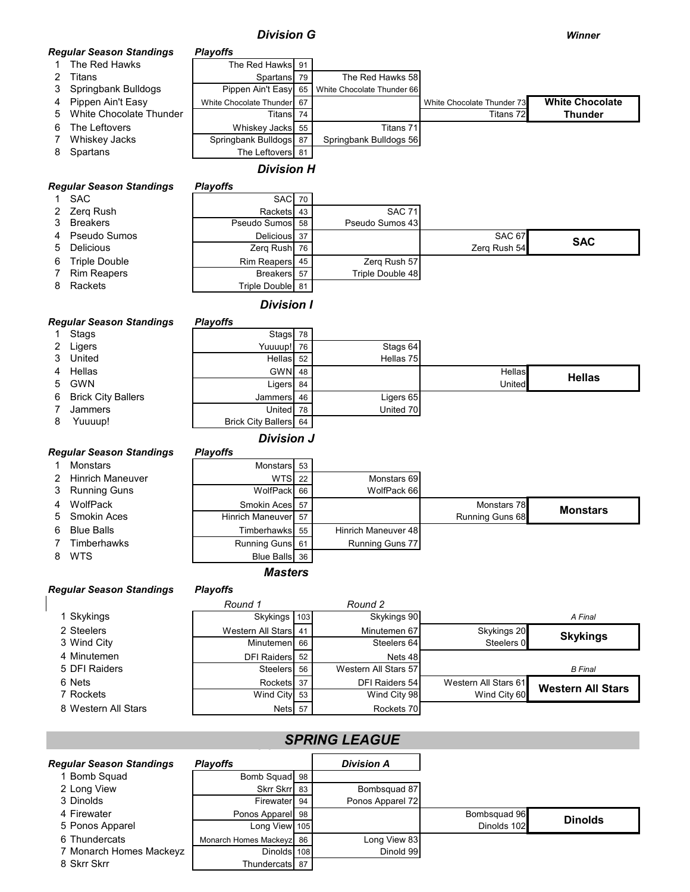## Division G

**Winner**

| Regular Season Standings | Playoffs | Round 2 | Final | Winner |
|---|---|---|---|---|
| 1 The Red Hawks | The Red Hawks 91 | | | |
| 2 Titans | Spartans 79 | The Red Hawks 58 | | |
| 3 Springbank Bulldogs | Pippen Ain't Easy 65 | White Chocolate Thunder 66 | | |
| 4 Pippen Ain't Easy | White Chocolate Thunder 67 | | White Chocolate Thunder 73 | **White Chocolate Thunder** |
| 5 White Chocolate Thunder | Titans 74 | | Titans 72 | |
| 6 The Leftovers | Whiskey Jacks 55 | Titans 71 | | |
| 7 Whiskey Jacks | Springbank Bulldogs 87 | Springbank Bulldogs 56 | | |
| 8 Spartans | The Leftovers 81 | | | |

## Division H

| Regular Season Standings | Playoffs | Round 2 | Final | Winner |
|---|---|---|---|---|
| 1 SAC | SAC 70 | | | |
| 2 Zerq Rush | Rackets 43 | SAC 71 | | |
| 3 Breakers | Pseudo Sumos 58 | Pseudo Sumos 43 | | |
| 4 Pseudo Sumos | Delicious 37 | | SAC 67 | **SAC** |
| 5 Delicious | Zerq Rush 76 | | Zerq Rush 54 | |
| 6 Triple Double | Rim Reapers 45 | Zerq Rush 57 | | |
| 7 Rim Reapers | Breakers 57 | Triple Double 48 | | |
| 8 Rackets | Triple Double 81 | | | |

## Division I

| Regular Season Standings | Playoffs | Round 2 | Final | Winner |
|---|---|---|---|---|
| 1 Stags | Stags 78 | | | |
| 2 Ligers | Yuuuup! 76 | Stags 64 | | |
| 3 United | Hellas 52 | Hellas 75 | | |
| 4 Hellas | GWN 48 | | Hellas | **Hellas** |
| 5 GWN | Ligers 84 | | United | |
| 6 Brick City Ballers | Jammers 46 | Ligers 65 | | |
| 7 Jammers | United 78 | United 70 | | |
| 8 Yuuuup! | Brick City Ballers 64 | | | |

## Division J

| Regular Season Standings | Playoffs | Round 2 | Final | Winner |
|---|---|---|---|---|
| 1 Monstars | Monstars 53 | | | |
| 2 Hinrich Maneuver | WTS 22 | Monstars 69 | | |
| 3 Running Guns | WolfPack 66 | WolfPack 66 | | |
| 4 WolfPack | Smokin Aces 57 | | Monstars 78 | **Monstars** |
| 5 Smokin Aces | Hinrich Maneuver 57 | | Running Guns 68 | |
| 6 Blue Balls | Timberhawks 55 | Hinrich Maneuver 48 | | |
| 7 Timberhawks | Running Guns 61 | Running Guns 77 | | |
| 8 WTS | Blue Balls 36 | | | |

## Masters

| Regular Season Standings | Playoffs Round 1 | Round 2 | Final | Winner |
|---|---|---|---|---|
| | | | | *A Final* |
| 1 Skykings | Skykings 103 | Skykings 90 | | |
| 2 Steelers | Western All Stars 41 | Minutemen 67 | Skykings 20 | **Skykings** |
| 3 Wind City | Minutemen 66 | Steelers 64 | Steelers 0 | |
| 4 Minutemen | DFI Raiders 52 | Nets 48 | | |
| 5 DFI Raiders | Steelers 56 | Western All Stars 57 | | *B Final* |
| 6 Nets | Rockets 37 | DFI Raiders 54 | Western All Stars 61 | **Western All Stars** |
| 7 Rockets | Wind City 53 | Wind City 98 | Wind City 60 | |
| 8 Western All Stars | Nets 57 | Rockets 70 | | |

## SPRING LEAGUE

### Division A

| Regular Season Standings | Playoffs | Round 2 | Final | Winner |
|---|---|---|---|---|
| 1 Bomb Squad | Bomb Squad 98 | | | |
| 2 Long View | Skrr Skrr 83 | Bombsquad 87 | | |
| 3 Dinolds | Firewater 94 | Ponos Apparel 72 | | |
| 4 Firewater | Ponos Apparel 98 | | Bombsquad 96 | **Dinolds** |
| 5 Ponos Apparel | Long View 105 | | Dinolds 102 | |
| 6 Thundercats | Monarch Homes Mackeyz 86 | Long View 83 | | |
| 7 Monarch Homes Mackeyz | Dinolds 108 | Dinold 99 | | |
| 8 Skrr Skrr | Thundercats 87 | | | |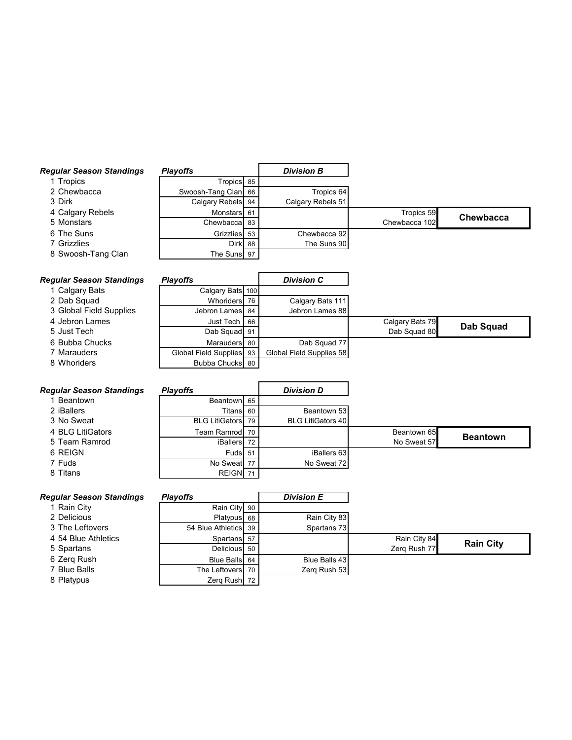## Division B

***Regular Season Standings***

1. Tropics
2. Chewbacca
3. Dirk
4. Calgary Rebels
5. Monstars
6. The Suns
7. Grizzlies
8. Swoosh-Tang Clan

***Playoffs***

| Round 1 | | Semifinal | Final | Champion |
|---|---|---|---|---|
| Tropics | 85 | | | |
| Swoosh-Tang Clan | 66 | Tropics 64 | | |
| Calgary Rebels | 94 | Calgary Rebels 51 | | |
| Monstars | 61 | | Tropics 59 | **Chewbacca** |
| Chewbacca | 83 | | Chewbacca 102 | |
| Grizzlies | 53 | Chewbacca 92 | | |
| Dirk | 88 | The Suns 90 | | |
| The Suns | 97 | | | |

## Division C

***Regular Season Standings***

1. Calgary Bats
2. Dab Squad
3. Global Field Supplies
4. Jebron Lames
5. Just Tech
6. Bubba Chucks
7. Marauders
8. Whoriders

***Playoffs***

| Round 1 | | Semifinal | Final | Champion |
|---|---|---|---|---|
| Calgary Bats | 100 | | | |
| Whoriders | 76 | Calgary Bats 111 | | |
| Jebron Lames | 84 | Jebron Lames 88 | | |
| Just Tech | 66 | | Calgary Bats 79 | **Dab Squad** |
| Dab Squad | 91 | | Dab Squad 80 | |
| Marauders | 80 | Dab Squad 77 | | |
| Global Field Supplies | 93 | Global Field Supplies 58 | | |
| Bubba Chucks | 80 | | | |

## Division D

***Regular Season Standings***

1. Beantown
2. iBallers
3. No Sweat
4. BLG LitiGators
5. Team Ramrod
6. REIGN
7. Fuds
8. Titans

***Playoffs***

| Round 1 | | Semifinal | Final | Champion |
|---|---|---|---|---|
| Beantown | 65 | | | |
| Titans | 60 | Beantown 53 | | |
| BLG LitiGators | 79 | BLG LitiGators 40 | | |
| Team Ramrod | 70 | | Beantown 65 | **Beantown** |
| iBallers | 72 | | No Sweat 57 | |
| Fuds | 51 | iBallers 63 | | |
| No Sweat | 77 | No Sweat 72 | | |
| REIGN | 71 | | | |

## Division E

***Regular Season Standings***

1. Rain City
2. Delicious
3. The Leftovers
4. 54 Blue Athletics
5. Spartans
6. Zerq Rush
7. Blue Balls
8. Platypus

***Playoffs***

| Round 1 | | Semifinal | Final | Champion |
|---|---|---|---|---|
| Rain City | 90 | | | |
| Platypus | 68 | Rain City 83 | | |
| 54 Blue Athletics | 39 | Spartans 73 | | |
| Spartans | 57 | | Rain City 84 | **Rain City** |
| Delicious | 50 | | Zerq Rush 77 | |
| Blue Balls | 64 | Blue Balls 43 | | |
| The Leftovers | 70 | Zerq Rush 53 | | |
| Zerq Rush | 72 | | | |